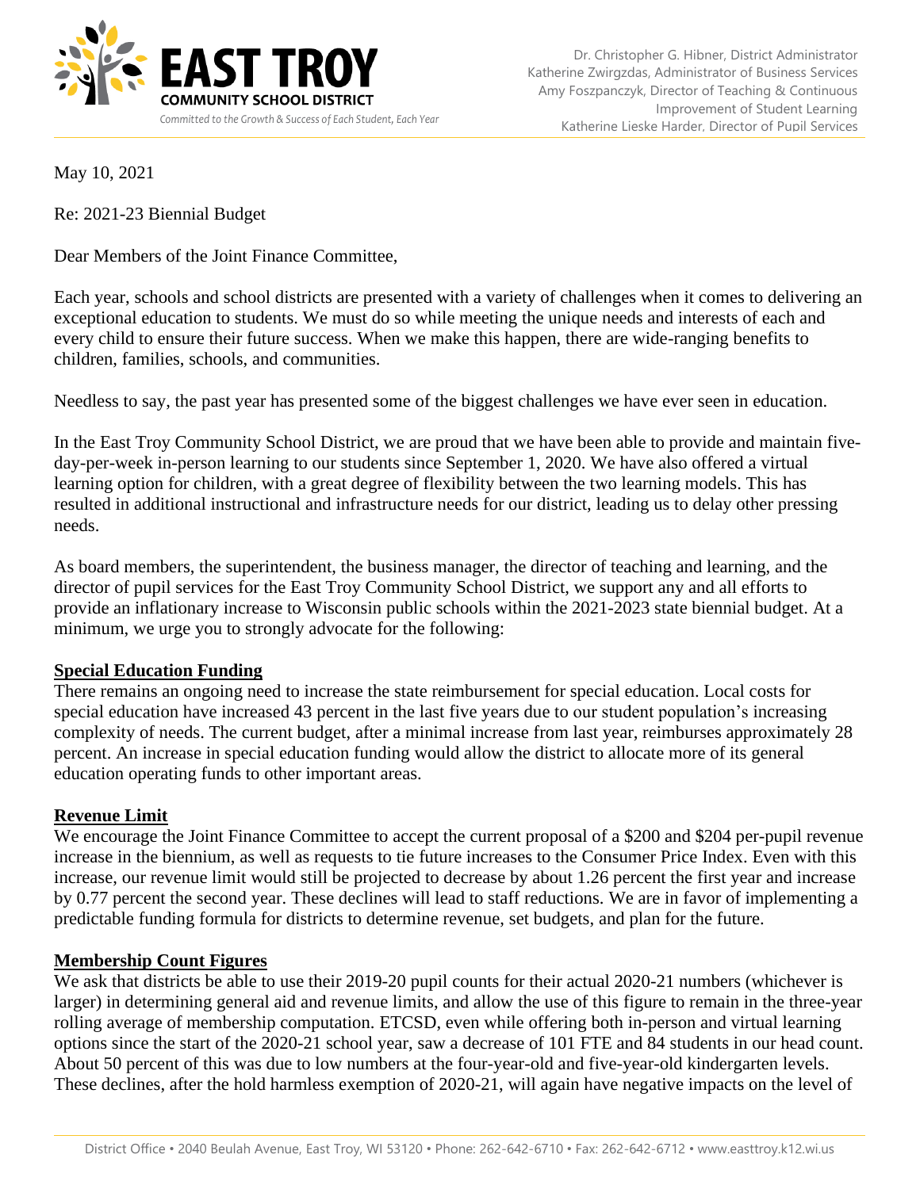**EAST TROY**
**COMMUNITY SCHOOL DISTRICT**
*Committed to the Growth & Success of Each Student, Each Year*

Dr. Christopher G. Hibner, District Administrator
Katherine Zwirgzdas, Administrator of Business Services
Amy Foszpanczyk, Director of Teaching & Continuous Improvement of Student Learning
Katherine Lieske Harder, Director of Pupil Services

May 10, 2021

Re: 2021-23 Biennial Budget

Dear Members of the Joint Finance Committee,

Each year, schools and school districts are presented with a variety of challenges when it comes to delivering an exceptional education to students. We must do so while meeting the unique needs and interests of each and every child to ensure their future success. When we make this happen, there are wide-ranging benefits to children, families, schools, and communities.

Needless to say, the past year has presented some of the biggest challenges we have ever seen in education.

In the East Troy Community School District, we are proud that we have been able to provide and maintain five-day-per-week in-person learning to our students since September 1, 2020. We have also offered a virtual learning option for children, with a great degree of flexibility between the two learning models. This has resulted in additional instructional and infrastructure needs for our district, leading us to delay other pressing needs.

As board members, the superintendent, the business manager, the director of teaching and learning, and the director of pupil services for the East Troy Community School District, we support any and all efforts to provide an inflationary increase to Wisconsin public schools within the 2021-2023 state biennial budget. At a minimum, we urge you to strongly advocate for the following:

**Special Education Funding**

There remains an ongoing need to increase the state reimbursement for special education. Local costs for special education have increased 43 percent in the last five years due to our student population's increasing complexity of needs. The current budget, after a minimal increase from last year, reimburses approximately 28 percent. An increase in special education funding would allow the district to allocate more of its general education operating funds to other important areas.

**Revenue Limit**

We encourage the Joint Finance Committee to accept the current proposal of a $200 and $204 per-pupil revenue increase in the biennium, as well as requests to tie future increases to the Consumer Price Index. Even with this increase, our revenue limit would still be projected to decrease by about 1.26 percent the first year and increase by 0.77 percent the second year. These declines will lead to staff reductions. We are in favor of implementing a predictable funding formula for districts to determine revenue, set budgets, and plan for the future.

**Membership Count Figures**

We ask that districts be able to use their 2019-20 pupil counts for their actual 2020-21 numbers (whichever is larger) in determining general aid and revenue limits, and allow the use of this figure to remain in the three-year rolling average of membership computation. ETCSD, even while offering both in-person and virtual learning options since the start of the 2020-21 school year, saw a decrease of 101 FTE and 84 students in our head count. About 50 percent of this was due to low numbers at the four-year-old and five-year-old kindergarten levels. These declines, after the hold harmless exemption of 2020-21, will again have negative impacts on the level of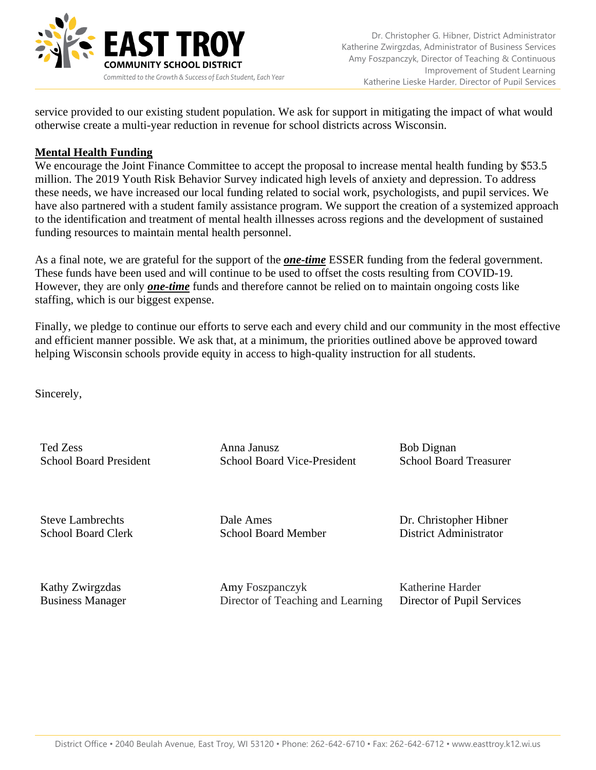service provided to our existing student population. We ask for support in mitigating the impact of what would otherwise create a multi-year reduction in revenue for school districts across Wisconsin.

**Mental Health Funding**

We encourage the Joint Finance Committee to accept the proposal to increase mental health funding by $53.5 million. The 2019 Youth Risk Behavior Survey indicated high levels of anxiety and depression. To address these needs, we have increased our local funding related to social work, psychologists, and pupil services. We have also partnered with a student family assistance program. We support the creation of a systemized approach to the identification and treatment of mental health illnesses across regions and the development of sustained funding resources to maintain mental health personnel.

As a final note, we are grateful for the support of the ***one-time*** ESSER funding from the federal government. These funds have been used and will continue to be used to offset the costs resulting from COVID-19. However, they are only ***one-time*** funds and therefore cannot be relied on to maintain ongoing costs like staffing, which is our biggest expense.

Finally, we pledge to continue our efforts to serve each and every child and our community in the most effective and efficient manner possible. We ask that, at a minimum, the priorities outlined above be approved toward helping Wisconsin schools provide equity in access to high-quality instruction for all students.

Sincerely,

Ted Zess
School Board President

Anna Janusz
School Board Vice-President

Bob Dignan
School Board Treasurer

Steve Lambrechts
School Board Clerk

Dale Ames
School Board Member

Dr. Christopher Hibner
District Administrator

Kathy Zwirgzdas
Business Manager

Amy Foszpanczyk
Director of Teaching and Learning

Katherine Harder
Director of Pupil Services